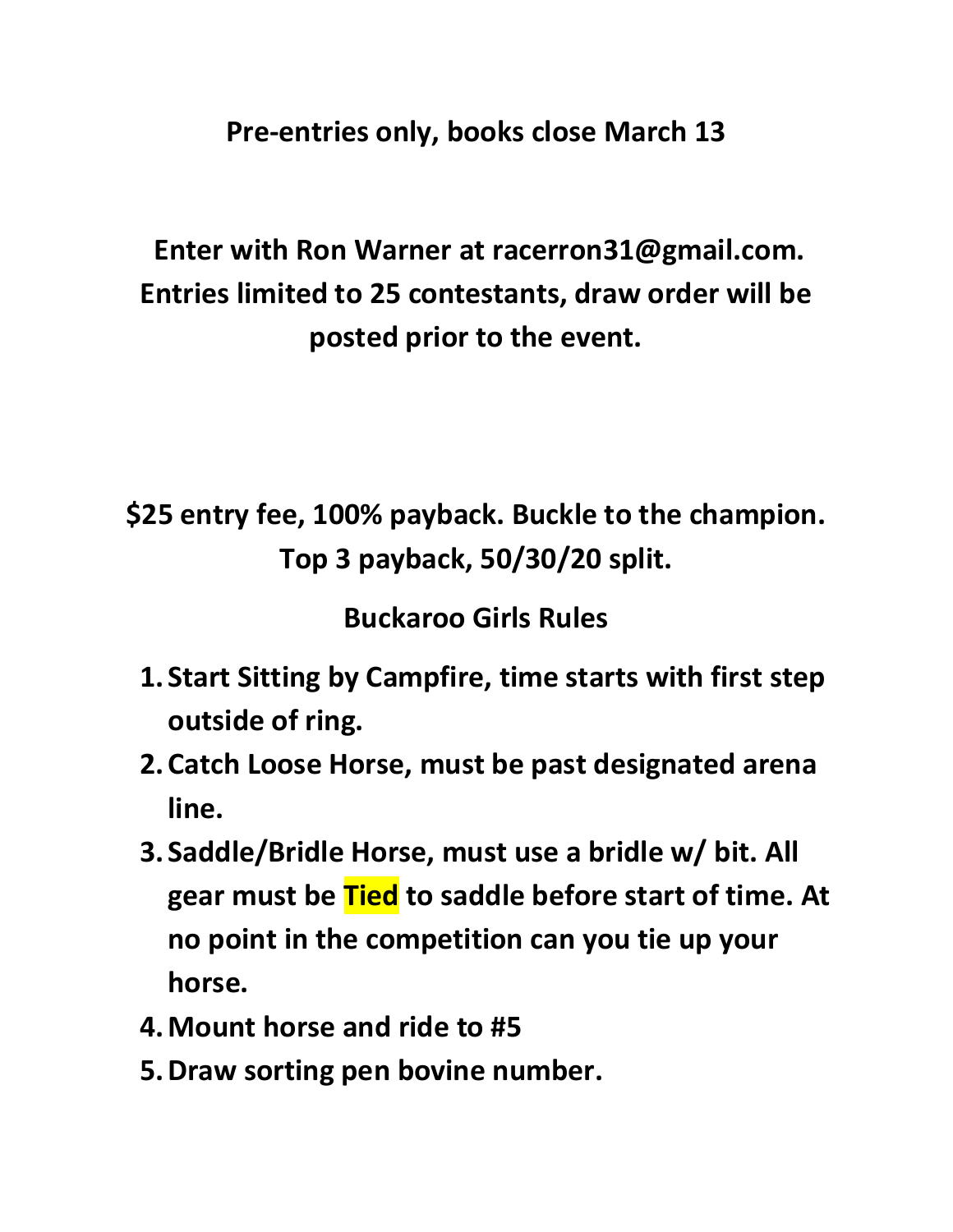**Pre-entries only, books close March 13**

**Enter with Ron Warner at racerron31@gmail.com. Entries limited to 25 contestants, draw order will be posted prior to the event.**

**$25 entry fee, 100% payback. Buckle to the champion. Top 3 payback, 50/30/20 split.**

## Buckaroo Girls Rules

1. **Start Sitting by Campfire, time starts with first step outside of ring.**
2. **Catch Loose Horse, must be past designated arena line.**
3. **Saddle/Bridle Horse, must use a bridle w/ bit. All gear must be Tied to saddle before start of time. At no point in the competition can you tie up your horse.**
4. **Mount horse and ride to #5**
5. **Draw sorting pen bovine number.**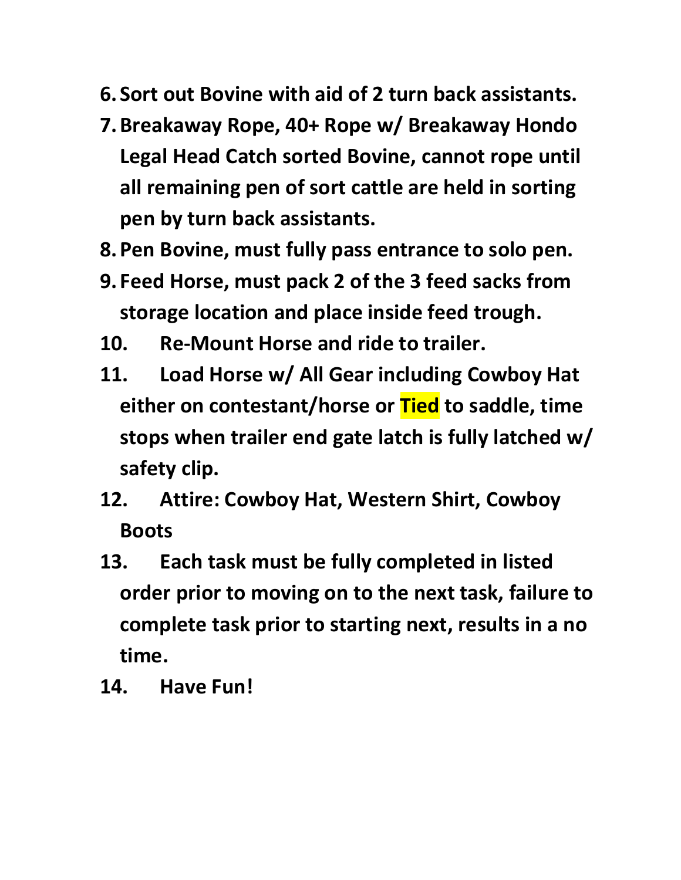6. **Sort out Bovine with aid of 2 turn back assistants.**
7. **Breakaway Rope, 40+ Rope w/ Breakaway Hondo Legal Head Catch sorted Bovine, cannot rope until all remaining pen of sort cattle are held in sorting pen by turn back assistants.**
8. **Pen Bovine, must fully pass entrance to solo pen.**
9. **Feed Horse, must pack 2 of the 3 feed sacks from storage location and place inside feed trough.**
10. **Re-Mount Horse and ride to trailer.**
11. **Load Horse w/ All Gear including Cowboy Hat either on contestant/horse or Tied to saddle, time stops when trailer end gate latch is fully latched w/ safety clip.**
12. **Attire: Cowboy Hat, Western Shirt, Cowboy Boots**
13. **Each task must be fully completed in listed order prior to moving on to the next task, failure to complete task prior to starting next, results in a no time.**
14. **Have Fun!**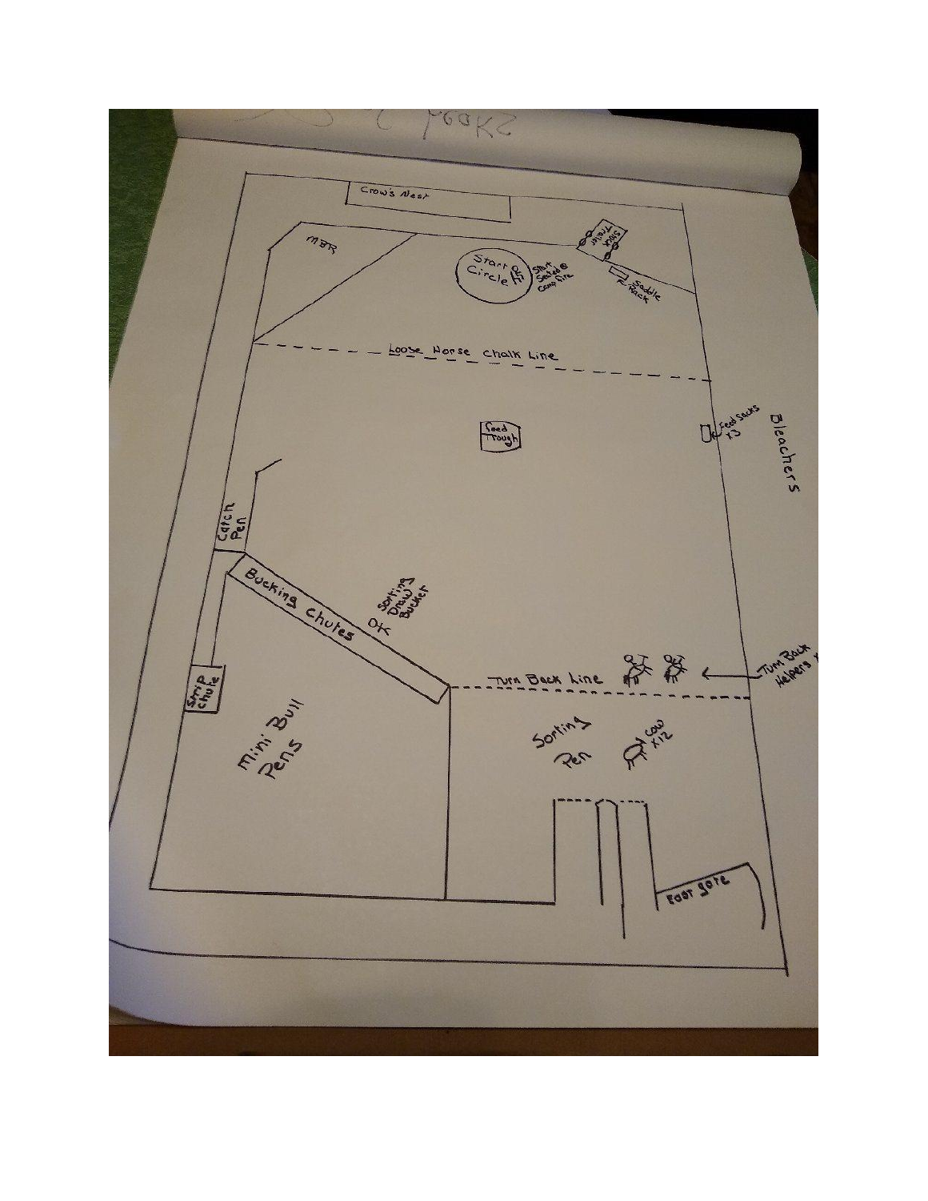Crow's Nest

MBR

Start Circle

Start Seated @ Camp Site

Stick Horse

Saddle Rack

Loose Horse Chalk Line

Feed Trough

Feed Sacks x3

Bleachers

Catch Pen

Bucking Chutes

Sorting Draw Bucket

OK

Strip Chute

Mini Bull Pens

Turn Back Line

Turn Back Helpers x

Sorting Pen

cow x12

Exit Gate